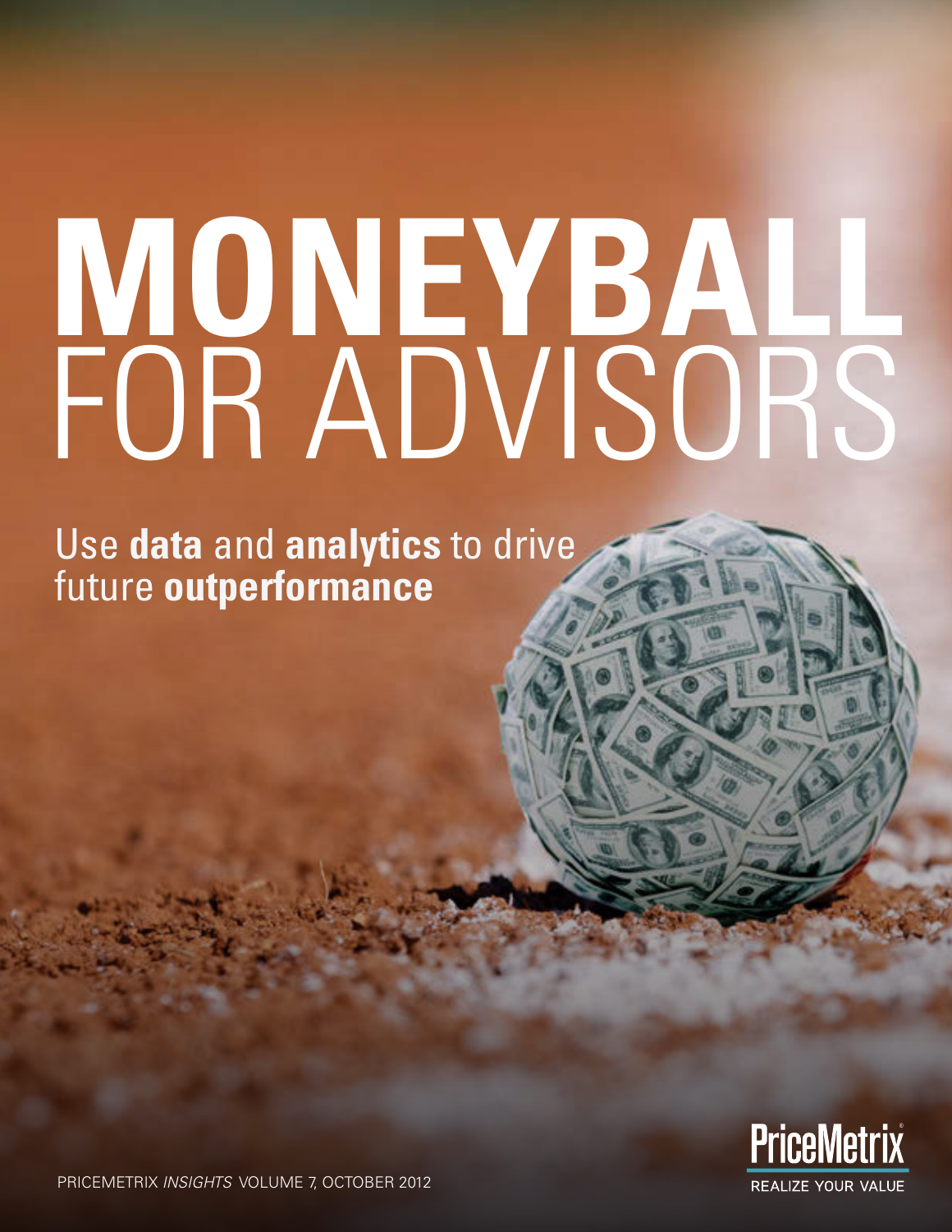# MONEYBALL FOR ADVISORS

Use **data** and **analytics** to drive future **outperformance**

PriceMetrix

REALIZE YOUR VALUE

PRICEMETRIX *INSIGHTS* VOLUME 7, OCTOBER 2012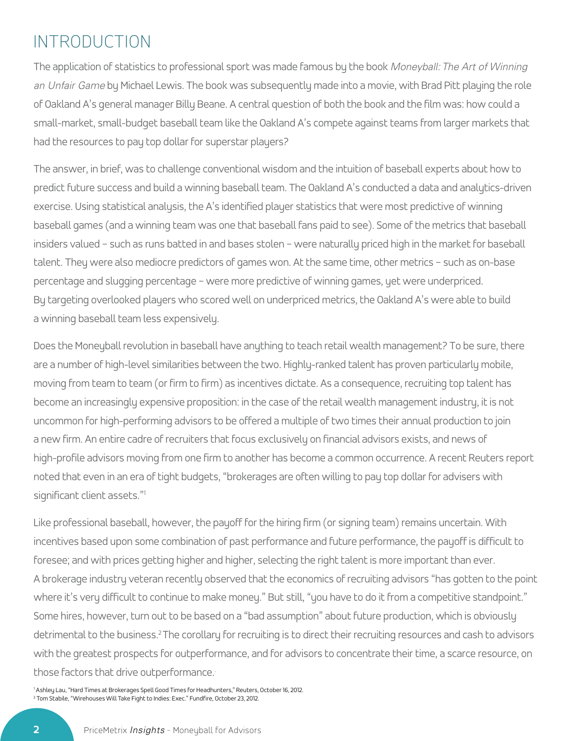# INTRODUCTION

The application of statistics to professional sport was made famous by the book *Moneyball: The Art of Winning an Unfair Game* by Michael Lewis. The book was subsequently made into a movie, with Brad Pitt playing the role of Oakland A's general manager Billy Beane. A central question of both the book and the film was: how could a small-market, small-budget baseball team like the Oakland A's compete against teams from larger markets that had the resources to pay top dollar for superstar players?

The answer, in brief, was to challenge conventional wisdom and the intuition of baseball experts about how to predict future success and build a winning baseball team. The Oakland A's conducted a data and analytics-driven exercise. Using statistical analysis, the A's identified player statistics that were most predictive of winning baseball games (and a winning team was one that baseball fans paid to see). Some of the metrics that baseball insiders valued – such as runs batted in and bases stolen – were naturally priced high in the market for baseball talent. They were also mediocre predictors of games won. At the same time, other metrics – such as on-base percentage and slugging percentage – were more predictive of winning games, yet were underpriced. By targeting overlooked players who scored well on underpriced metrics, the Oakland A's were able to build a winning baseball team less expensively.

Does the Moneyball revolution in baseball have anything to teach retail wealth management? To be sure, there are a number of high-level similarities between the two. Highly-ranked talent has proven particularly mobile, moving from team to team (or firm to firm) as incentives dictate. As a consequence, recruiting top talent has become an increasingly expensive proposition: in the case of the retail wealth management industry, it is not uncommon for high-performing advisors to be offered a multiple of two times their annual production to join a new firm. An entire cadre of recruiters that focus exclusively on financial advisors exists, and news of high-profile advisors moving from one firm to another has become a common occurrence. A recent Reuters report noted that even in an era of tight budgets, "brokerages are often willing to pay top dollar for advisers with significant client assets."[1]

Like professional baseball, however, the payoff for the hiring firm (or signing team) remains uncertain. With incentives based upon some combination of past performance and future performance, the payoff is difficult to foresee; and with prices getting higher and higher, selecting the right talent is more important than ever. A brokerage industry veteran recently observed that the economics of recruiting advisors "has gotten to the point where it's very difficult to continue to make money." But still, "you have to do it from a competitive standpoint." Some hires, however, turn out to be based on a "bad assumption" about future production, which is obviously detrimental to the business.[2] The corollary for recruiting is to direct their recruiting resources and cash to advisors with the greatest prospects for outperformance, and for advisors to concentrate their time, a scarce resource, on those factors that drive outperformance.

[1] Ashley Lau, "Hard Times at Brokerages Spell Good Times for Headhunters," Reuters, October 16, 2012.
[2] Tom Stabile, "Wirehouses Will Take Fight to Indies: Exec." Fundfire, October 23, 2012.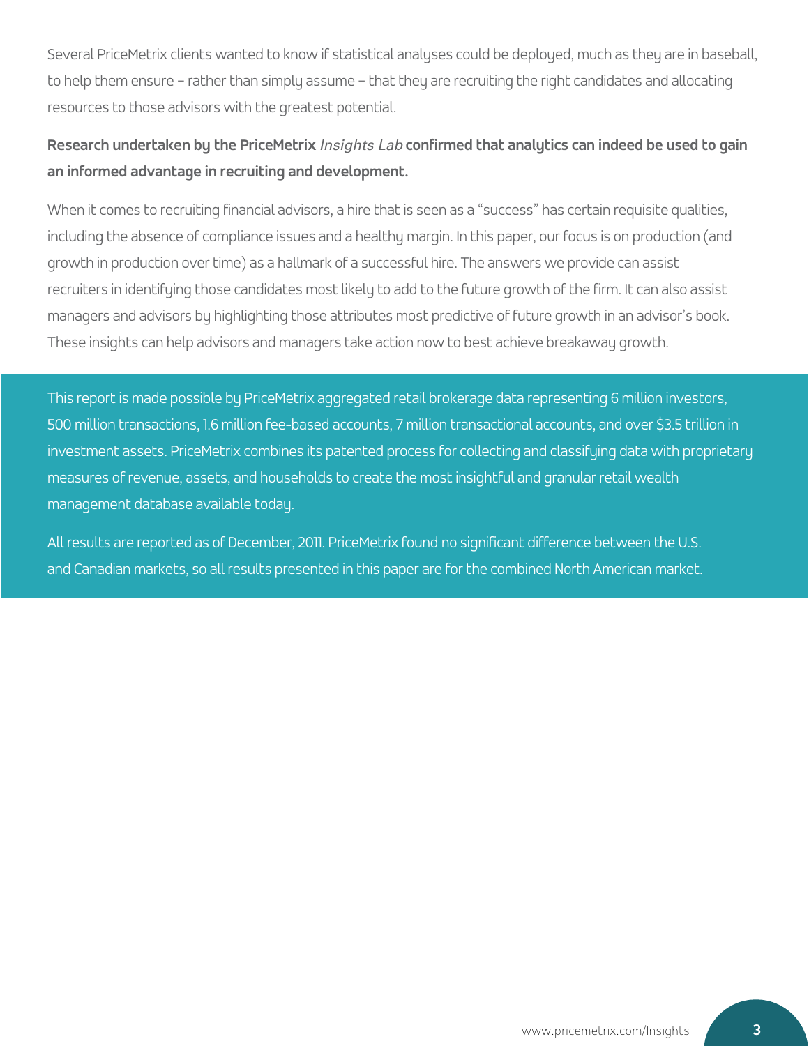Several PriceMetrix clients wanted to know if statistical analyses could be deployed, much as they are in baseball, to help them ensure – rather than simply assume – that they are recruiting the right candidates and allocating resources to those advisors with the greatest potential.

**Research undertaken by the PriceMetrix *Insights Lab* confirmed that analytics can indeed be used to gain an informed advantage in recruiting and development.**

When it comes to recruiting financial advisors, a hire that is seen as a "success" has certain requisite qualities, including the absence of compliance issues and a healthy margin. In this paper, our focus is on production (and growth in production over time) as a hallmark of a successful hire. The answers we provide can assist recruiters in identifying those candidates most likely to add to the future growth of the firm. It can also assist managers and advisors by highlighting those attributes most predictive of future growth in an advisor's book. These insights can help advisors and managers take action now to best achieve breakaway growth.

This report is made possible by PriceMetrix aggregated retail brokerage data representing 6 million investors, 500 million transactions, 1.6 million fee-based accounts, 7 million transactional accounts, and over $3.5 trillion in investment assets. PriceMetrix combines its patented process for collecting and classifying data with proprietary measures of revenue, assets, and households to create the most insightful and granular retail wealth management database available today.

All results are reported as of December, 2011. PriceMetrix found no significant difference between the U.S. and Canadian markets, so all results presented in this paper are for the combined North American market.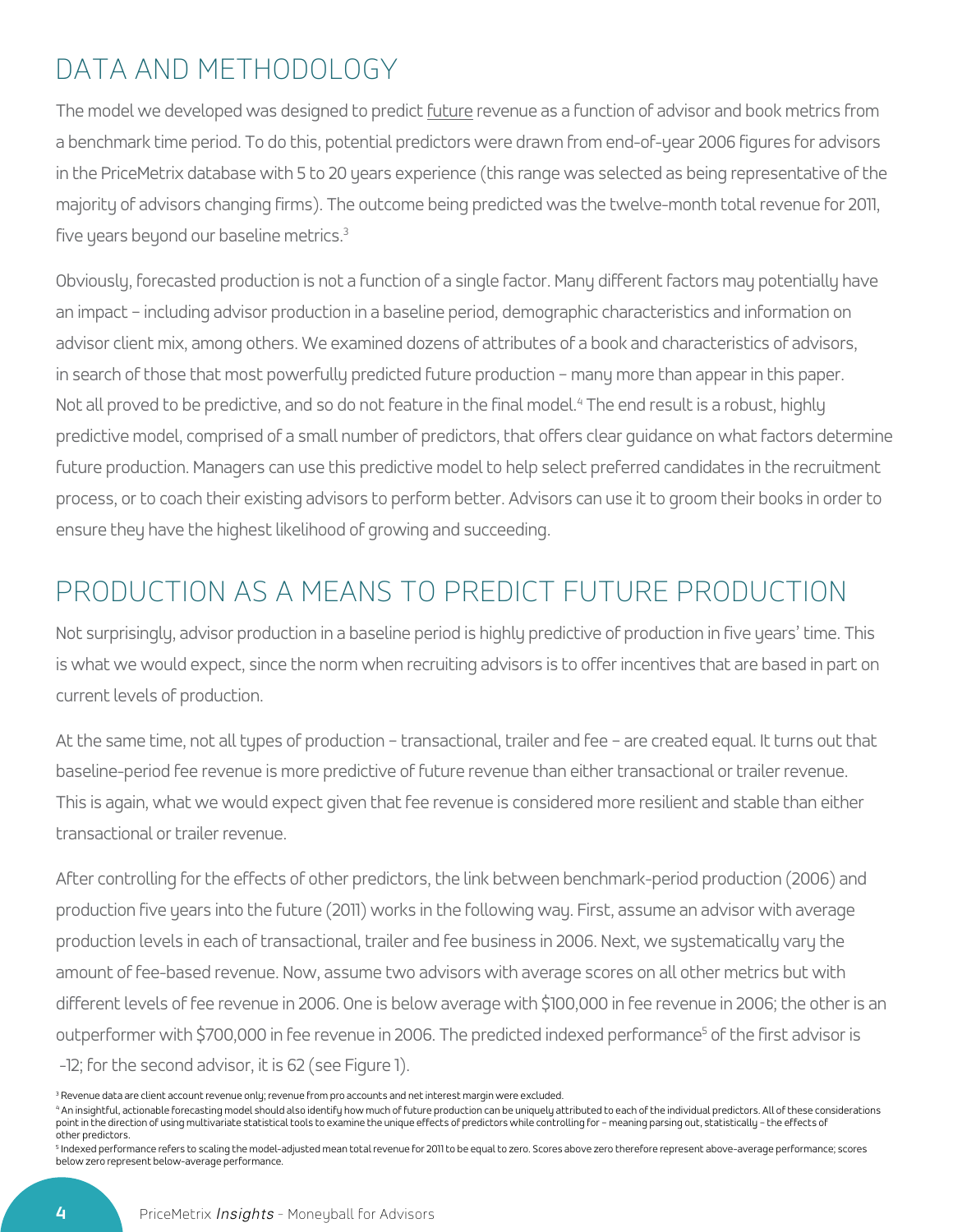# DATA AND METHODOLOGY

The model we developed was designed to predict future revenue as a function of advisor and book metrics from a benchmark time period. To do this, potential predictors were drawn from end-of-year 2006 figures for advisors in the PriceMetrix database with 5 to 20 years experience (this range was selected as being representative of the majority of advisors changing firms). The outcome being predicted was the twelve-month total revenue for 2011, five years beyond our baseline metrics.[3]

Obviously, forecasted production is not a function of a single factor. Many different factors may potentially have an impact – including advisor production in a baseline period, demographic characteristics and information on advisor client mix, among others. We examined dozens of attributes of a book and characteristics of advisors, in search of those that most powerfully predicted future production – many more than appear in this paper. Not all proved to be predictive, and so do not feature in the final model.[4] The end result is a robust, highly predictive model, comprised of a small number of predictors, that offers clear guidance on what factors determine future production. Managers can use this predictive model to help select preferred candidates in the recruitment process, or to coach their existing advisors to perform better. Advisors can use it to groom their books in order to ensure they have the highest likelihood of growing and succeeding.

# PRODUCTION AS A MEANS TO PREDICT FUTURE PRODUCTION

Not surprisingly, advisor production in a baseline period is highly predictive of production in five years' time. This is what we would expect, since the norm when recruiting advisors is to offer incentives that are based in part on current levels of production.

At the same time, not all types of production – transactional, trailer and fee – are created equal. It turns out that baseline-period fee revenue is more predictive of future revenue than either transactional or trailer revenue. This is again, what we would expect given that fee revenue is considered more resilient and stable than either transactional or trailer revenue.

After controlling for the effects of other predictors, the link between benchmark-period production (2006) and production five years into the future (2011) works in the following way. First, assume an advisor with average production levels in each of transactional, trailer and fee business in 2006. Next, we systematically vary the amount of fee-based revenue. Now, assume two advisors with average scores on all other metrics but with different levels of fee revenue in 2006. One is below average with $100,000 in fee revenue in 2006; the other is an outperformer with $700,000 in fee revenue in 2006. The predicted indexed performance[5] of the first advisor is -12; for the second advisor, it is 62 (see Figure 1).

[3] Revenue data are client account revenue only; revenue from pro accounts and net interest margin were excluded.

[4] An insightful, actionable forecasting model should also identify how much of future production can be uniquely attributed to each of the individual predictors. All of these considerations point in the direction of using multivariate statistical tools to examine the unique effects of predictors while controlling for – meaning parsing out, statistically – the effects of other predictors.

[5] Indexed performance refers to scaling the model-adjusted mean total revenue for 2011 to be equal to zero. Scores above zero therefore represent above-average performance; scores below zero represent below-average performance.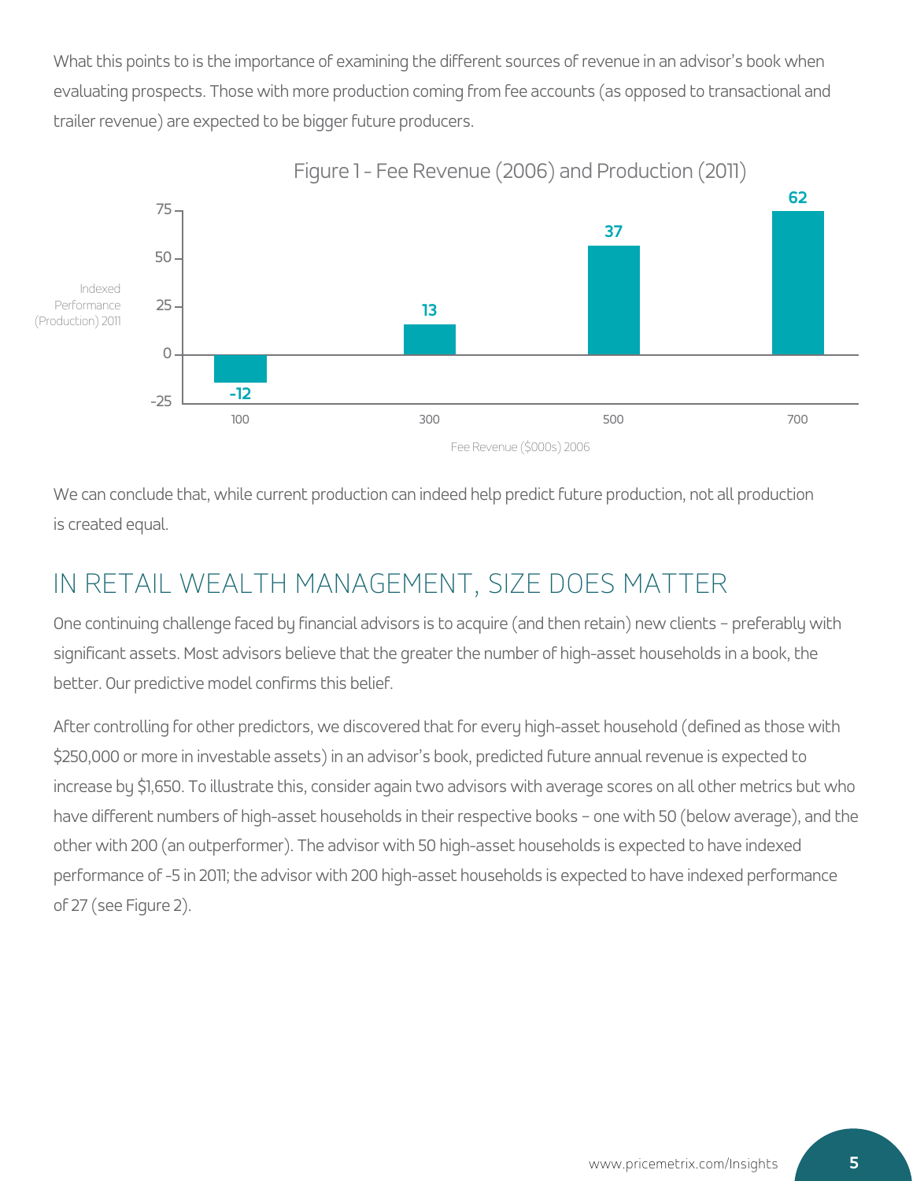What this points to is the importance of examining the different sources of revenue in an advisor's book when evaluating prospects. Those with more production coming from fee accounts (as opposed to transactional and trailer revenue) are expected to be bigger future producers.

Figure 1 - Fee Revenue (2006) and Production (2011)

| Fee Revenue ($000s) 2006 | Indexed Performance (Production) 2011 |
|---|---|
| 100 | -12 |
| 300 | 13 |
| 500 | 37 |
| 700 | 62 |

We can conclude that, while current production can indeed help predict future production, not all production is created equal.

## IN RETAIL WEALTH MANAGEMENT, SIZE DOES MATTER

One continuing challenge faced by financial advisors is to acquire (and then retain) new clients – preferably with significant assets. Most advisors believe that the greater the number of high-asset households in a book, the better. Our predictive model confirms this belief.

After controlling for other predictors, we discovered that for every high-asset household (defined as those with $250,000 or more in investable assets) in an advisor's book, predicted future annual revenue is expected to increase by $1,650. To illustrate this, consider again two advisors with average scores on all other metrics but who have different numbers of high-asset households in their respective books – one with 50 (below average), and the other with 200 (an outperformer). The advisor with 50 high-asset households is expected to have indexed performance of -5 in 2011; the advisor with 200 high-asset households is expected to have indexed performance of 27 (see Figure 2).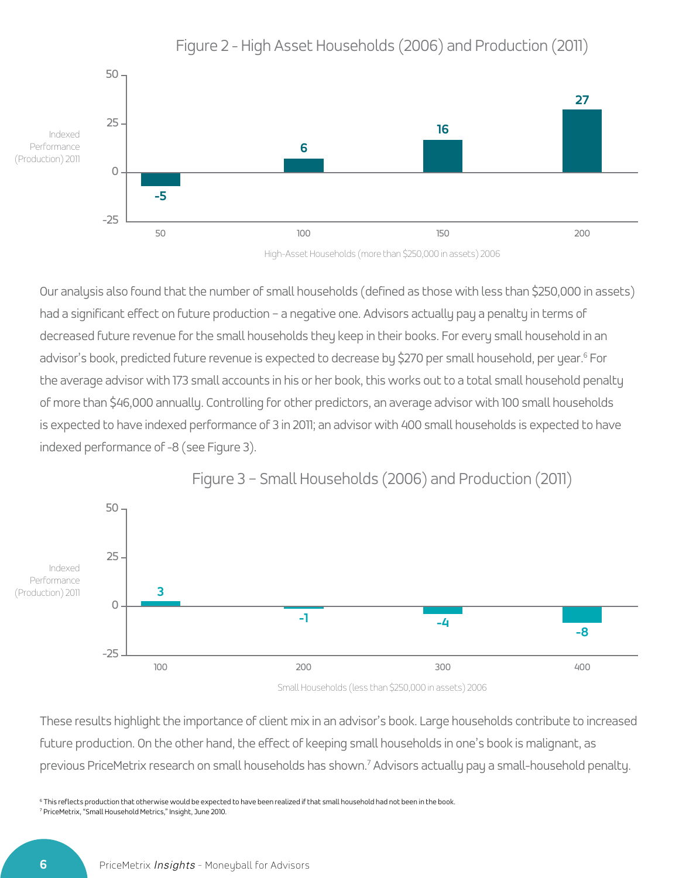Figure 2 - High Asset Households (2006) and Production (2011)

| High-Asset Households (more than $250,000 in assets) 2006 | Indexed Performance (Production) 2011 |
| --- | --- |
| 50 | -5 |
| 100 | 6 |
| 150 | 16 |
| 200 | 27 |

Our analysis also found that the number of small households (defined as those with less than $250,000 in assets) had a significant effect on future production – a negative one. Advisors actually pay a penalty in terms of decreased future revenue for the small households they keep in their books. For every small household in an advisor's book, predicted future revenue is expected to decrease by $270 per small household, per year.[6] For the average advisor with 173 small accounts in his or her book, this works out to a total small household penalty of more than $46,000 annually. Controlling for other predictors, an average advisor with 100 small households is expected to have indexed performance of 3 in 2011; an advisor with 400 small households is expected to have indexed performance of -8 (see Figure 3).

Figure 3 – Small Households (2006) and Production (2011)

| Small Households (less than $250,000 in assets) 2006 | Indexed Performance (Production) 2011 |
| --- | --- |
| 100 | 3 |
| 200 | -1 |
| 300 | -4 |
| 400 | -8 |

These results highlight the importance of client mix in an advisor's book. Large households contribute to increased future production. On the other hand, the effect of keeping small households in one's book is malignant, as previous PriceMetrix research on small households has shown.[7] Advisors actually pay a small-household penalty.

[6] This reflects production that otherwise would be expected to have been realized if that small household had not been in the book.
[7] PriceMetrix, "Small Household Metrics," Insight, June 2010.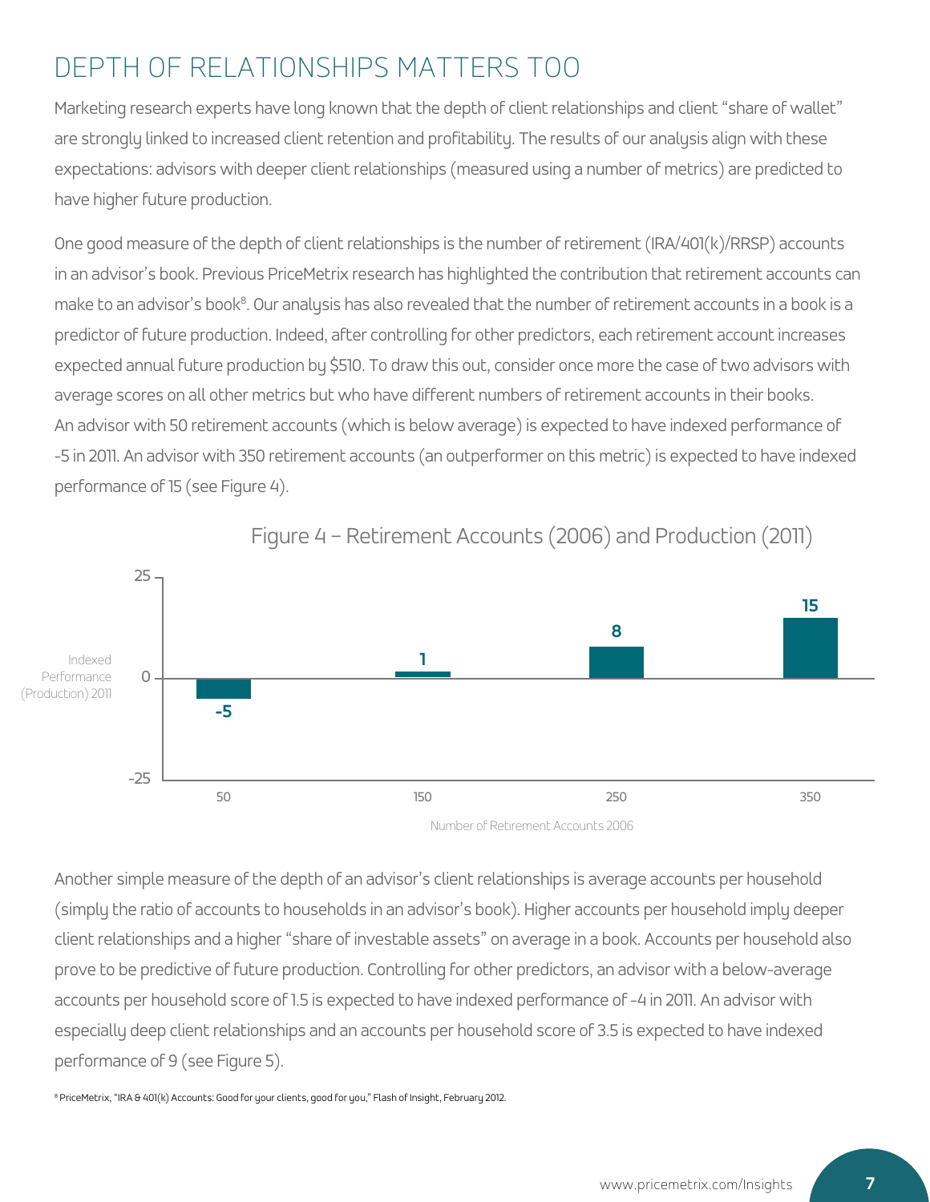# DEPTH OF RELATIONSHIPS MATTERS TOO

Marketing research experts have long known that the depth of client relationships and client "share of wallet" are strongly linked to increased client retention and profitability. The results of our analysis align with these expectations: advisors with deeper client relationships (measured using a number of metrics) are predicted to have higher future production.

One good measure of the depth of client relationships is the number of retirement (IRA/401(k)/RRSP) accounts in an advisor's book. Previous PriceMetrix research has highlighted the contribution that retirement accounts can make to an advisor's book[8]. Our analysis has also revealed that the number of retirement accounts in a book is a predictor of future production. Indeed, after controlling for other predictors, each retirement account increases expected annual future production by $510. To draw this out, consider once more the case of two advisors with average scores on all other metrics but who have different numbers of retirement accounts in their books. An advisor with 50 retirement accounts (which is below average) is expected to have indexed performance of -5 in 2011. An advisor with 350 retirement accounts (an outperformer on this metric) is expected to have indexed performance of 15 (see Figure 4).

Figure 4 – Retirement Accounts (2006) and Production (2011)

| Number of Retirement Accounts 2006 | Indexed Performance (Production) 2011 |
|---|---|
| 50 | -5 |
| 150 | 1 |
| 250 | 8 |
| 350 | 15 |

Another simple measure of the depth of an advisor's client relationships is average accounts per household (simply the ratio of accounts to households in an advisor's book). Higher accounts per household imply deeper client relationships and a higher "share of investable assets" on average in a book. Accounts per household also prove to be predictive of future production. Controlling for other predictors, an advisor with a below-average accounts per household score of 1.5 is expected to have indexed performance of -4 in 2011. An advisor with especially deep client relationships and an accounts per household score of 3.5 is expected to have indexed performance of 9 (see Figure 5).

[8] PriceMetrix, "IRA & 401(k) Accounts: Good for your clients, good for you," Flash of Insight, February 2012.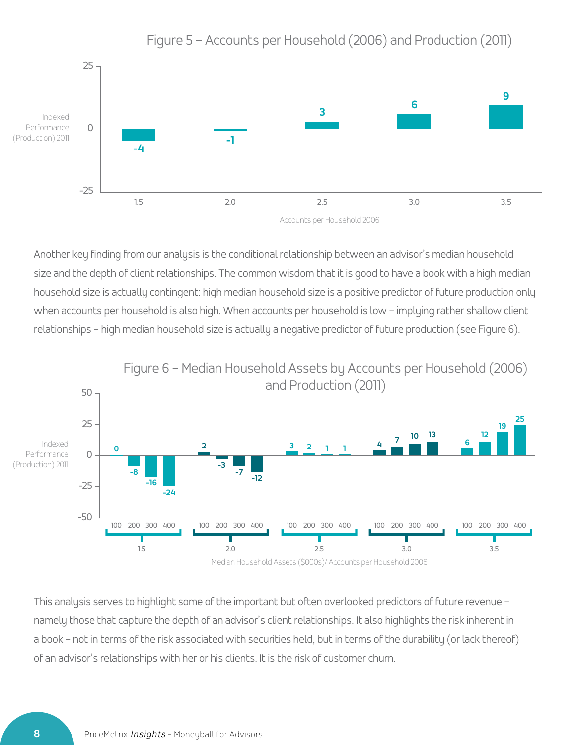## Figure 5 – Accounts per Household (2006) and Production (2011)

| Accounts per Household 2006 | Indexed Performance (Production) 2011 |
|---|---|
| 1.5 | -4 |
| 2.0 | -1 |
| 2.5 | 3 |
| 3.0 | 6 |
| 3.5 | 9 |

Another key finding from our analysis is the conditional relationship between an advisor's median household size and the depth of client relationships. The common wisdom that it is good to have a book with a high median household size is actually contingent: high median household size is a positive predictor of future production only when accounts per household is also high. When accounts per household is low – implying rather shallow client relationships – high median household size is actually a negative predictor of future production (see Figure 6).

## Figure 6 – Median Household Assets by Accounts per Household (2006) and Production (2011)

Indexed Performance (Production) 2011, by Median Household Assets ($000s)/ Accounts per Household 2006

| Accounts per Household 2006 | 100 | 200 | 300 | 400 |
|---|---|---|---|---|
| 1.5 | 0 | -8 | -16 | -24 |
| 2.0 | 2 | -3 | -7 | -12 |
| 2.5 | 3 | 2 | 1 | 1 |
| 3.0 | 4 | 7 | 10 | 13 |
| 3.5 | 6 | 12 | 19 | 25 |

This analysis serves to highlight some of the important but often overlooked predictors of future revenue – namely those that capture the depth of an advisor's client relationships. It also highlights the risk inherent in a book – not in terms of the risk associated with securities held, but in terms of the durability (or lack thereof) of an advisor's relationships with her or his clients. It is the risk of customer churn.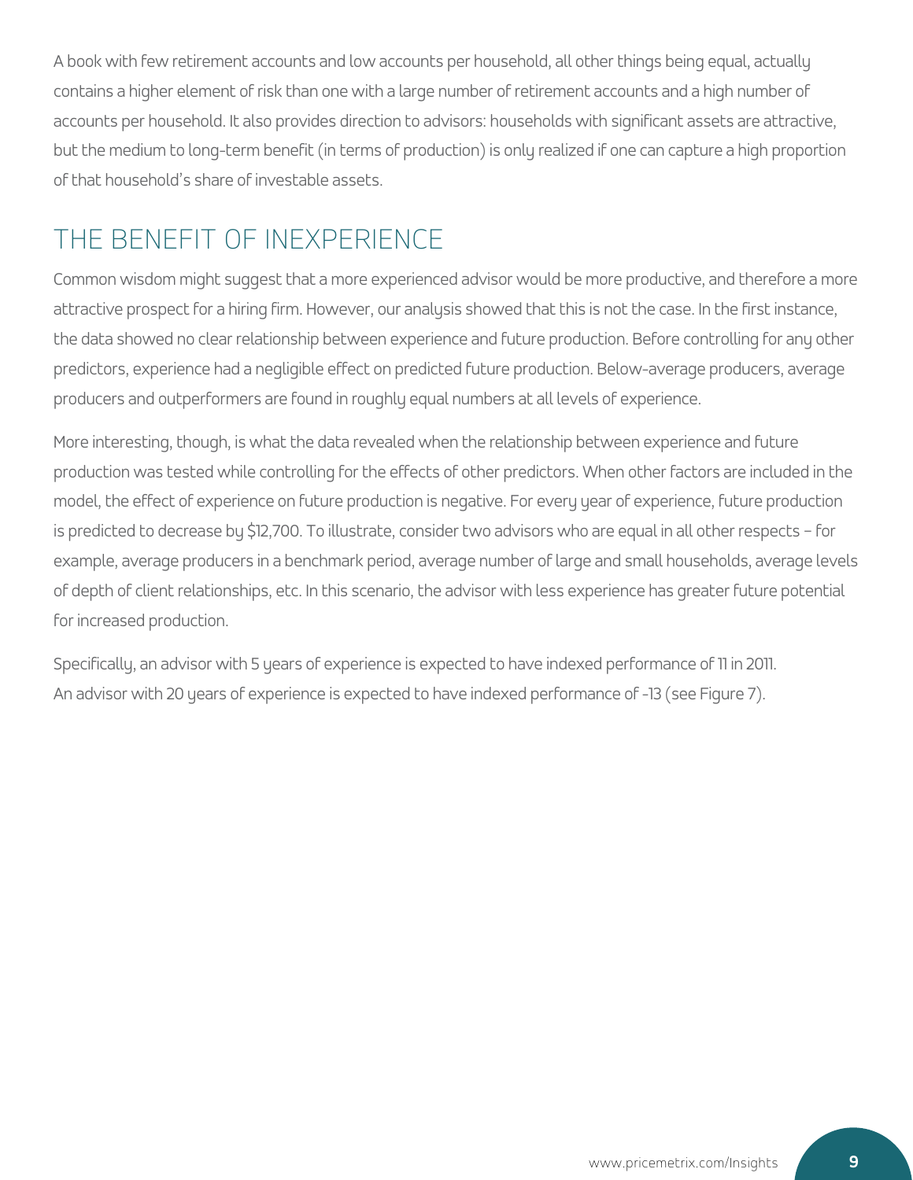A book with few retirement accounts and low accounts per household, all other things being equal, actually contains a higher element of risk than one with a large number of retirement accounts and a high number of accounts per household. It also provides direction to advisors: households with significant assets are attractive, but the medium to long-term benefit (in terms of production) is only realized if one can capture a high proportion of that household's share of investable assets.

## THE BENEFIT OF INEXPERIENCE

Common wisdom might suggest that a more experienced advisor would be more productive, and therefore a more attractive prospect for a hiring firm. However, our analysis showed that this is not the case. In the first instance, the data showed no clear relationship between experience and future production. Before controlling for any other predictors, experience had a negligible effect on predicted future production. Below-average producers, average producers and outperformers are found in roughly equal numbers at all levels of experience.

More interesting, though, is what the data revealed when the relationship between experience and future production was tested while controlling for the effects of other predictors. When other factors are included in the model, the effect of experience on future production is negative. For every year of experience, future production is predicted to decrease by $12,700. To illustrate, consider two advisors who are equal in all other respects – for example, average producers in a benchmark period, average number of large and small households, average levels of depth of client relationships, etc. In this scenario, the advisor with less experience has greater future potential for increased production.

Specifically, an advisor with 5 years of experience is expected to have indexed performance of 11 in 2011. An advisor with 20 years of experience is expected to have indexed performance of -13 (see Figure 7).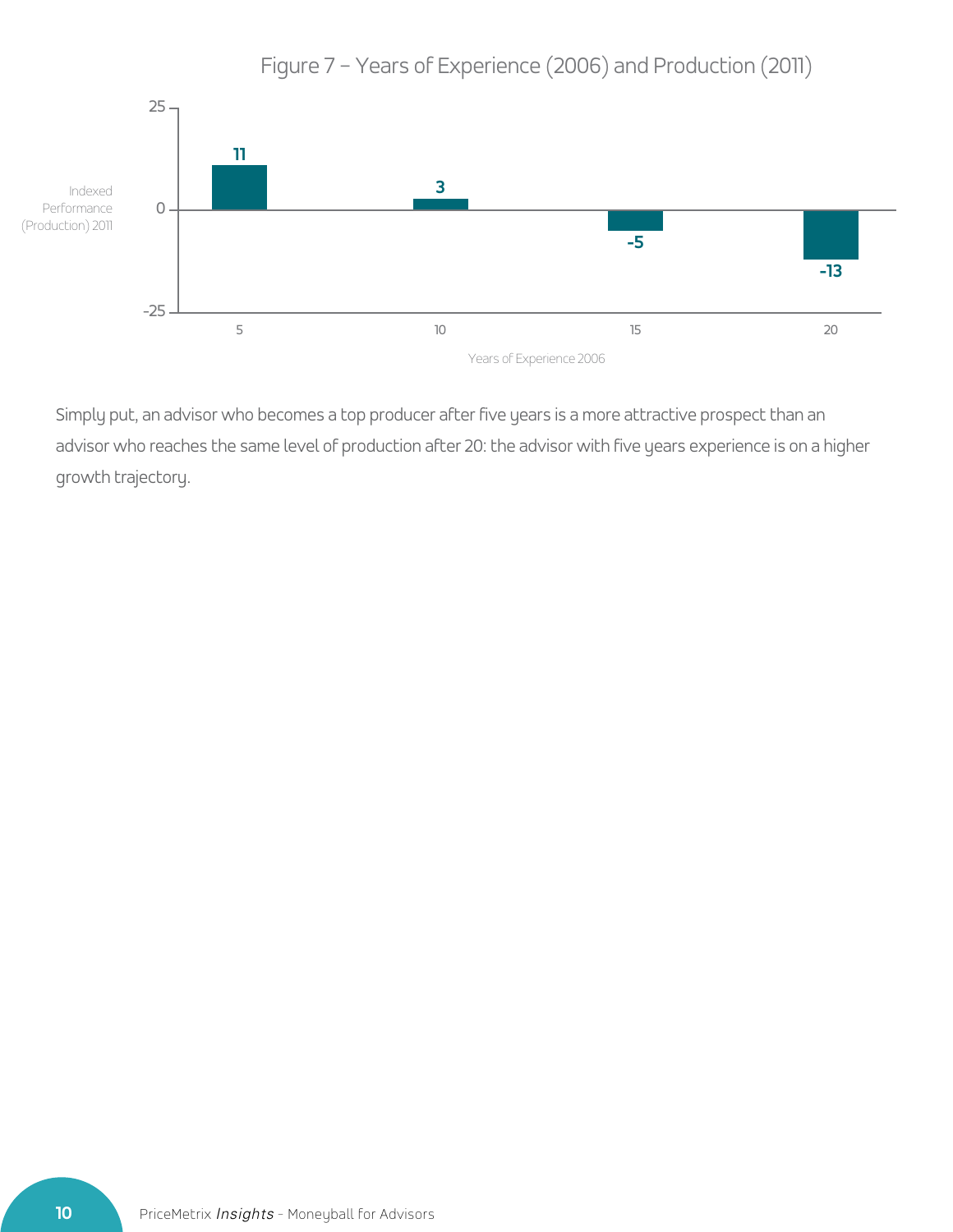Figure 7 – Years of Experience (2006) and Production (2011)

| Years of Experience 2006 | Indexed Performance (Production) 2011 |
| --- | --- |
| 5 | 11 |
| 10 | 3 |
| 15 | -5 |
| 20 | -13 |

Simply put, an advisor who becomes a top producer after five years is a more attractive prospect than an advisor who reaches the same level of production after 20: the advisor with five years experience is on a higher growth trajectory.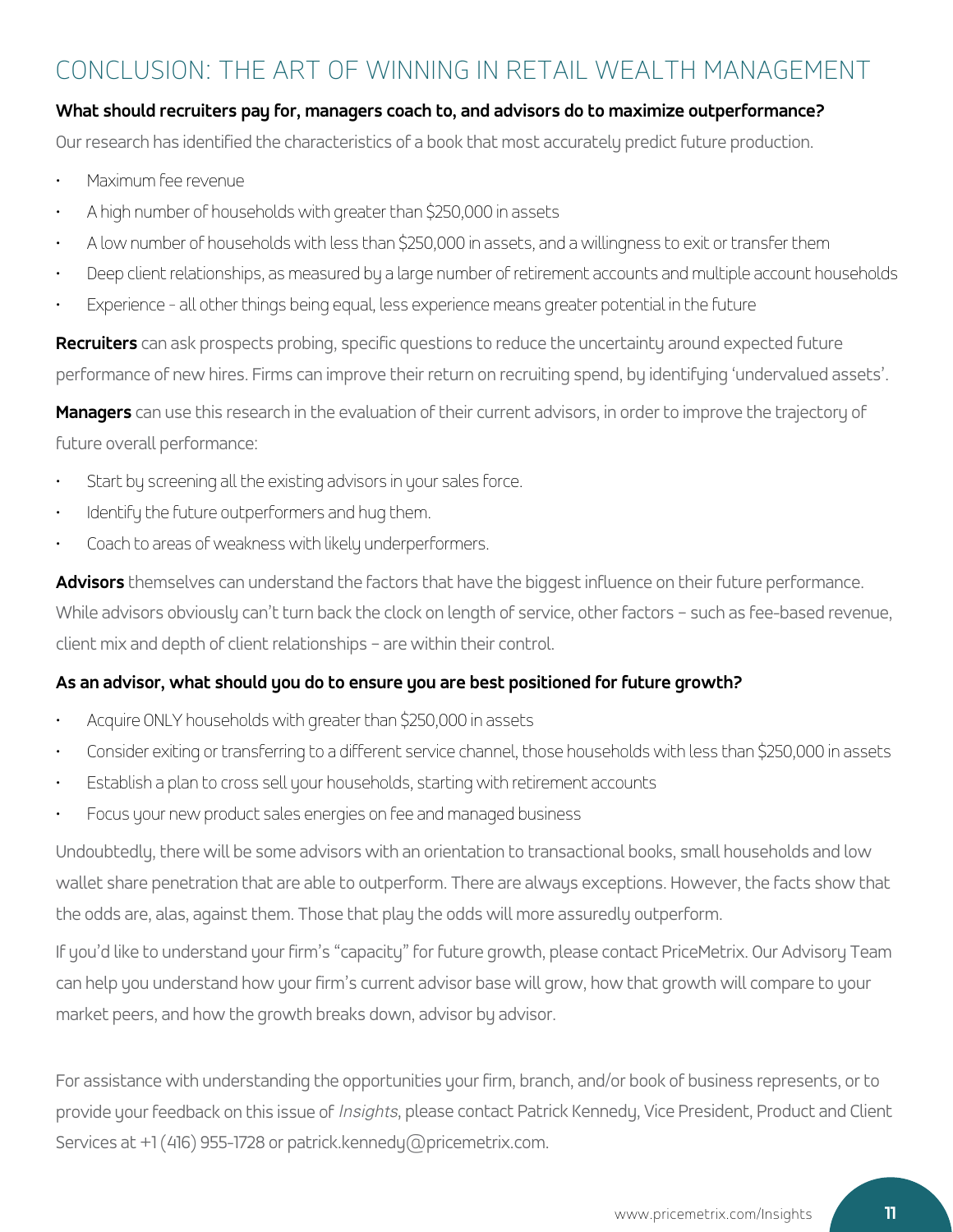# CONCLUSION: THE ART OF WINNING IN RETAIL WEALTH MANAGEMENT

**What should recruiters pay for, managers coach to, and advisors do to maximize outperformance?**

Our research has identified the characteristics of a book that most accurately predict future production.

- Maximum fee revenue
- A high number of households with greater than $250,000 in assets
- A low number of households with less than $250,000 in assets, and a willingness to exit or transfer them
- Deep client relationships, as measured by a large number of retirement accounts and multiple account households
- Experience - all other things being equal, less experience means greater potential in the future

**Recruiters** can ask prospects probing, specific questions to reduce the uncertainty around expected future performance of new hires. Firms can improve their return on recruiting spend, by identifying 'undervalued assets'.

**Managers** can use this research in the evaluation of their current advisors, in order to improve the trajectory of future overall performance:

- Start by screening all the existing advisors in your sales force.
- Identify the future outperformers and hug them.
- Coach to areas of weakness with likely underperformers.

**Advisors** themselves can understand the factors that have the biggest influence on their future performance. While advisors obviously can't turn back the clock on length of service, other factors – such as fee-based revenue, client mix and depth of client relationships – are within their control.

**As an advisor, what should you do to ensure you are best positioned for future growth?**

- Acquire ONLY households with greater than $250,000 in assets
- Consider exiting or transferring to a different service channel, those households with less than $250,000 in assets
- Establish a plan to cross sell your households, starting with retirement accounts
- Focus your new product sales energies on fee and managed business

Undoubtedly, there will be some advisors with an orientation to transactional books, small households and low wallet share penetration that are able to outperform. There are always exceptions. However, the facts show that the odds are, alas, against them. Those that play the odds will more assuredly outperform.

If you'd like to understand your firm's "capacity" for future growth, please contact PriceMetrix. Our Advisory Team can help you understand how your firm's current advisor base will grow, how that growth will compare to your market peers, and how the growth breaks down, advisor by advisor.

For assistance with understanding the opportunities your firm, branch, and/or book of business represents, or to provide your feedback on this issue of *Insights*, please contact Patrick Kennedy, Vice President, Product and Client Services at +1 (416) 955-1728 or patrick.kennedy@pricemetrix.com.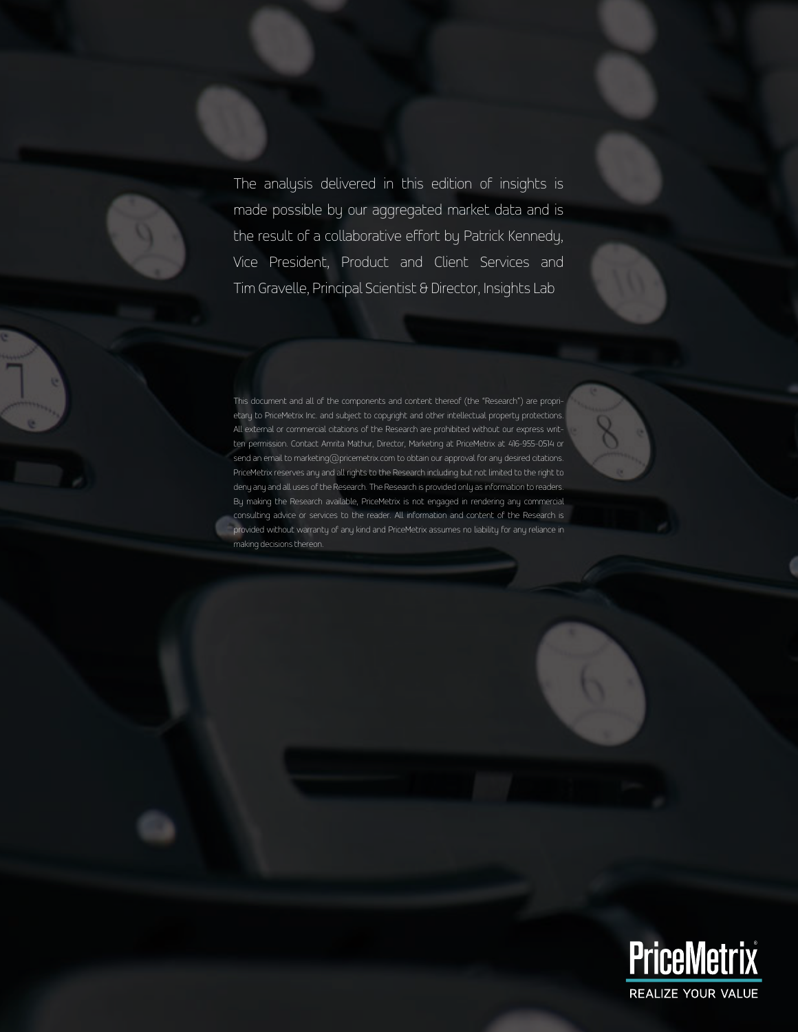The analysis delivered in this edition of insights is made possible by our aggregated market data and is the result of a collaborative effort by Patrick Kennedy, Vice President, Product and Client Services and Tim Gravelle, Principal Scientist & Director, Insights Lab

This document and all of the components and content thereof (the "Research") are proprietary to PriceMetrix Inc. and subject to copyright and other intellectual property protections. All external or commercial citations of the Research are prohibited without our express written permission. Contact Amrita Mathur, Director, Marketing at PriceMetrix at 416-955-0514 or send an email to marketing@pricemetrix.com to obtain our approval for any desired citations. PriceMetrix reserves any and all rights to the Research including but not limited to the right to deny any and all uses of the Research. The Research is provided only as information to readers. By making the Research available, PriceMetrix is not engaged in rendering any commercial consulting advice or services to the reader. All information and content of the Research is provided without warranty of any kind and PriceMetrix assumes no liability for any reliance in making decisions thereon.

PriceMetrix®

REALIZE YOUR VALUE